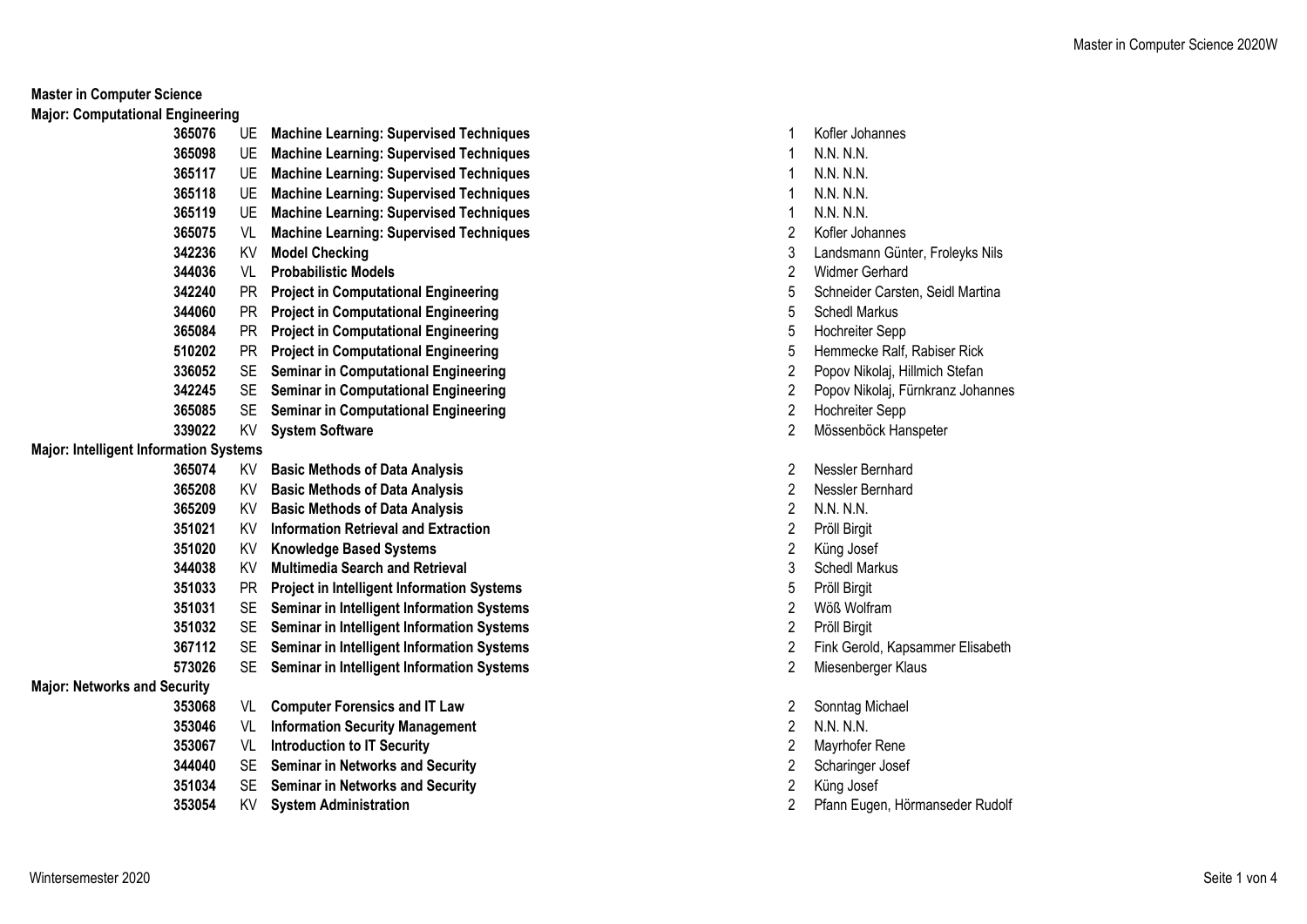# Master in Computer Science

## Major: Computational Engineering

| Nr. | Type | Title | ECTS/SSt | Lecturer |
|---|---|---|---|---|
| 365076 | UE | **Machine Learning: Supervised Techniques** | 1 | Kofler Johannes |
| 365098 | UE | **Machine Learning: Supervised Techniques** | 1 | N.N. N.N. |
| 365117 | UE | **Machine Learning: Supervised Techniques** | 1 | N.N. N.N. |
| 365118 | UE | **Machine Learning: Supervised Techniques** | 1 | N.N. N.N. |
| 365119 | UE | **Machine Learning: Supervised Techniques** | 1 | N.N. N.N. |
| 365075 | VL | **Machine Learning: Supervised Techniques** | 2 | Kofler Johannes |
| 342236 | KV | **Model Checking** | 3 | Landsmann Günter, Froleyks Nils |
| 344036 | VL | **Probabilistic Models** | 2 | Widmer Gerhard |
| 342240 | PR | **Project in Computational Engineering** | 5 | Schneider Carsten, Seidl Martina |
| 344060 | PR | **Project in Computational Engineering** | 5 | Schedl Markus |
| 365084 | PR | **Project in Computational Engineering** | 5 | Hochreiter Sepp |
| 510202 | PR | **Project in Computational Engineering** | 5 | Hemmecke Ralf, Rabiser Rick |
| 336052 | SE | **Seminar in Computational Engineering** | 2 | Popov Nikolaj, Hillmich Stefan |
| 342245 | SE | **Seminar in Computational Engineering** | 2 | Popov Nikolaj, Fürnkranz Johannes |
| 365085 | SE | **Seminar in Computational Engineering** | 2 | Hochreiter Sepp |
| 339022 | KV | **System Software** | 2 | Mössenböck Hanspeter |

## Major: Intelligent Information Systems

| Nr. | Type | Title | ECTS/SSt | Lecturer |
|---|---|---|---|---|
| 365074 | KV | **Basic Methods of Data Analysis** | 2 | Nessler Bernhard |
| 365208 | KV | **Basic Methods of Data Analysis** | 2 | Nessler Bernhard |
| 365209 | KV | **Basic Methods of Data Analysis** | 2 | N.N. N.N. |
| 351021 | KV | **Information Retrieval and Extraction** | 2 | Pröll Birgit |
| 351020 | KV | **Knowledge Based Systems** | 2 | Küng Josef |
| 344038 | KV | **Multimedia Search and Retrieval** | 3 | Schedl Markus |
| 351033 | PR | **Project in Intelligent Information Systems** | 5 | Pröll Birgit |
| 351031 | SE | **Seminar in Intelligent Information Systems** | 2 | Wöß Wolfram |
| 351032 | SE | **Seminar in Intelligent Information Systems** | 2 | Pröll Birgit |
| 367112 | SE | **Seminar in Intelligent Information Systems** | 2 | Fink Gerold, Kapsammer Elisabeth |
| 573026 | SE | **Seminar in Intelligent Information Systems** | 2 | Miesenberger Klaus |

## Major: Networks and Security

| Nr. | Type | Title | ECTS/SSt | Lecturer |
|---|---|---|---|---|
| 353068 | VL | **Computer Forensics and IT Law** | 2 | Sonntag Michael |
| 353046 | VL | **Information Security Management** | 2 | N.N. N.N. |
| 353067 | VL | **Introduction to IT Security** | 2 | Mayrhofer Rene |
| 344040 | SE | **Seminar in Networks and Security** | 2 | Scharinger Josef |
| 351034 | SE | **Seminar in Networks and Security** | 2 | Küng Josef |
| 353054 | KV | **System Administration** | 2 | Pfann Eugen, Hörmanseder Rudolf |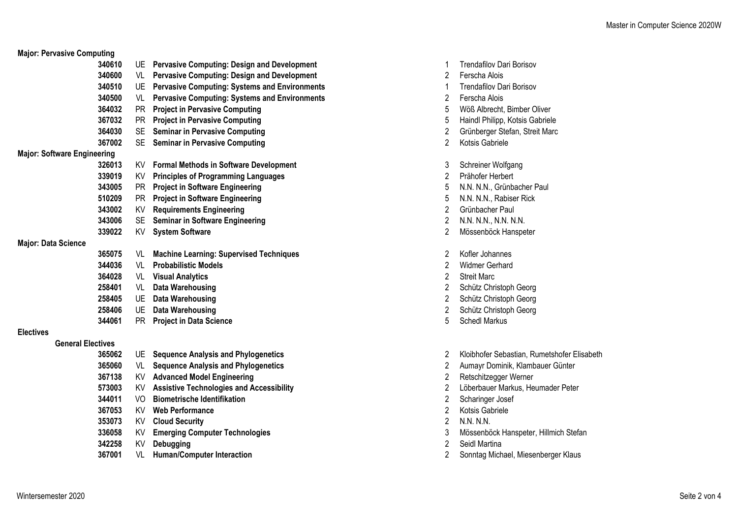## Major: Pervasive Computing

| Nr. | Type | Title | Hours | Lecturer |
|---|---|---|---|---|
| 340610 | UE | **Pervasive Computing: Design and Development** | 1 | Trendafilov Dari Borisov |
| 340600 | VL | **Pervasive Computing: Design and Development** | 2 | Ferscha Alois |
| 340510 | UE | **Pervasive Computing: Systems and Environments** | 1 | Trendafilov Dari Borisov |
| 340500 | VL | **Pervasive Computing: Systems and Environments** | 2 | Ferscha Alois |
| 364032 | PR | **Project in Pervasive Computing** | 5 | Wöß Albrecht, Bimber Oliver |
| 367032 | PR | **Project in Pervasive Computing** | 5 | Haindl Philipp, Kotsis Gabriele |
| 364030 | SE | **Seminar in Pervasive Computing** | 2 | Grünberger Stefan, Streit Marc |
| 367002 | SE | **Seminar in Pervasive Computing** | 2 | Kotsis Gabriele |

## Major: Software Engineering

| Nr. | Type | Title | Hours | Lecturer |
|---|---|---|---|---|
| 326013 | KV | **Formal Methods in Software Development** | 3 | Schreiner Wolfgang |
| 339019 | KV | **Principles of Programming Languages** | 2 | Prähofer Herbert |
| 343005 | PR | **Project in Software Engineering** | 5 | N.N. N.N., Grünbacher Paul |
| 510209 | PR | **Project in Software Engineering** | 5 | N.N. N.N., Rabiser Rick |
| 343002 | KV | **Requirements Engineering** | 2 | Grünbacher Paul |
| 343006 | SE | **Seminar in Software Engineering** | 2 | N.N. N.N., N.N. N.N. |
| 339022 | KV | **System Software** | 2 | Mössenböck Hanspeter |

## Major: Data Science

| Nr. | Type | Title | Hours | Lecturer |
|---|---|---|---|---|
| 365075 | VL | **Machine Learning: Supervised Techniques** | 2 | Kofler Johannes |
| 344036 | VL | **Probabilistic Models** | 2 | Widmer Gerhard |
| 364028 | VL | **Visual Analytics** | 2 | Streit Marc |
| 258401 | VL | **Data Warehousing** | 2 | Schütz Christoph Georg |
| 258405 | UE | **Data Warehousing** | 2 | Schütz Christoph Georg |
| 258406 | UE | **Data Warehousing** | 2 | Schütz Christoph Georg |
| 344061 | PR | **Project in Data Science** | 5 | Schedl Markus |

## Electives

### General Electives

| Nr. | Type | Title | Hours | Lecturer |
|---|---|---|---|---|
| 365062 | UE | **Sequence Analysis and Phylogenetics** | 2 | Kloibhofer Sebastian, Rumetshofer Elisabeth |
| 365060 | VL | **Sequence Analysis and Phylogenetics** | 2 | Aumayr Dominik, Klambauer Günter |
| 367138 | KV | **Advanced Model Engineering** | 2 | Retschitzegger Werner |
| 573003 | KV | **Assistive Technologies and Accessibility** | 2 | Löberbauer Markus, Heumader Peter |
| 344011 | VO | **Biometrische Identifikation** | 2 | Scharinger Josef |
| 367053 | KV | **Web Performance** | 2 | Kotsis Gabriele |
| 353073 | KV | **Cloud Security** | 2 | N.N. N.N. |
| 336058 | KV | **Emerging Computer Technologies** | 3 | Mössenböck Hanspeter, Hillmich Stefan |
| 342258 | KV | **Debugging** | 2 | Seidl Martina |
| 367001 | VL | **Human/Computer Interaction** | 2 | Sonntag Michael, Miesenberger Klaus |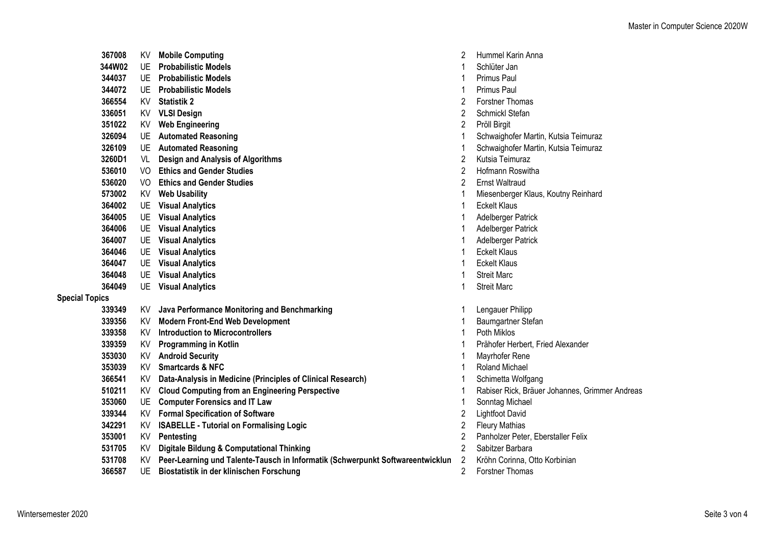| | | | | |
|---|---|---|---|---|
| 367008 | KV | **Mobile Computing** | 2 | Hummel Karin Anna |
| 344W02 | UE | **Probabilistic Models** | 1 | Schlüter Jan |
| 344037 | UE | **Probabilistic Models** | 1 | Primus Paul |
| 344072 | UE | **Probabilistic Models** | 1 | Primus Paul |
| 366554 | KV | **Statistik 2** | 2 | Forstner Thomas |
| 336051 | KV | **VLSI Design** | 2 | Schmickl Stefan |
| 351022 | KV | **Web Engineering** | 2 | Pröll Birgit |
| 326094 | UE | **Automated Reasoning** | 1 | Schwaighofer Martin, Kutsia Teimuraz |
| 326109 | UE | **Automated Reasoning** | 1 | Schwaighofer Martin, Kutsia Teimuraz |
| 3260D1 | VL | **Design and Analysis of Algorithms** | 2 | Kutsia Teimuraz |
| 536010 | VO | **Ethics and Gender Studies** | 2 | Hofmann Roswitha |
| 536020 | VO | **Ethics and Gender Studies** | 2 | Ernst Waltraud |
| 573002 | KV | **Web Usability** | 1 | Miesenberger Klaus, Koutny Reinhard |
| 364002 | UE | **Visual Analytics** | 1 | Eckelt Klaus |
| 364005 | UE | **Visual Analytics** | 1 | Adelberger Patrick |
| 364006 | UE | **Visual Analytics** | 1 | Adelberger Patrick |
| 364007 | UE | **Visual Analytics** | 1 | Adelberger Patrick |
| 364046 | UE | **Visual Analytics** | 1 | Eckelt Klaus |
| 364047 | UE | **Visual Analytics** | 1 | Eckelt Klaus |
| 364048 | UE | **Visual Analytics** | 1 | Streit Marc |
| 364049 | UE | **Visual Analytics** | 1 | Streit Marc |
| **Special Topics** | | | | |
| 339349 | KV | **Java Performance Monitoring and Benchmarking** | 1 | Lengauer Philipp |
| 339356 | KV | **Modern Front-End Web Development** | 1 | Baumgartner Stefan |
| 339358 | KV | **Introduction to Microcontrollers** | 1 | Poth Miklos |
| 339359 | KV | **Programming in Kotlin** | 1 | Prähofer Herbert, Fried Alexander |
| 353030 | KV | **Android Security** | 1 | Mayrhofer Rene |
| 353039 | KV | **Smartcards & NFC** | 1 | Roland Michael |
| 366541 | KV | **Data-Analysis in Medicine (Principles of Clinical Research)** | 1 | Schimetta Wolfgang |
| 510211 | KV | **Cloud Computing from an Engineering Perspective** | 1 | Rabiser Rick, Bräuer Johannes, Grimmer Andreas |
| 353060 | UE | **Computer Forensics and IT Law** | 1 | Sonntag Michael |
| 339344 | KV | **Formal Specification of Software** | 2 | Lightfoot David |
| 342291 | KV | **ISABELLE - Tutorial on Formalising Logic** | 2 | Fleury Mathias |
| 353001 | KV | **Pentesting** | 2 | Panholzer Peter, Eberstaller Felix |
| 531705 | KV | **Digitale Bildung & Computational Thinking** | 2 | Sabitzer Barbara |
| 531708 | KV | **Peer-Learning und Talente-Tausch in Informatik (Schwerpunkt Softwareentwicklun** | 2 | Kröhn Corinna, Otto Korbinian |
| 366587 | UE | **Biostatistik in der klinischen Forschung** | 2 | Forstner Thomas |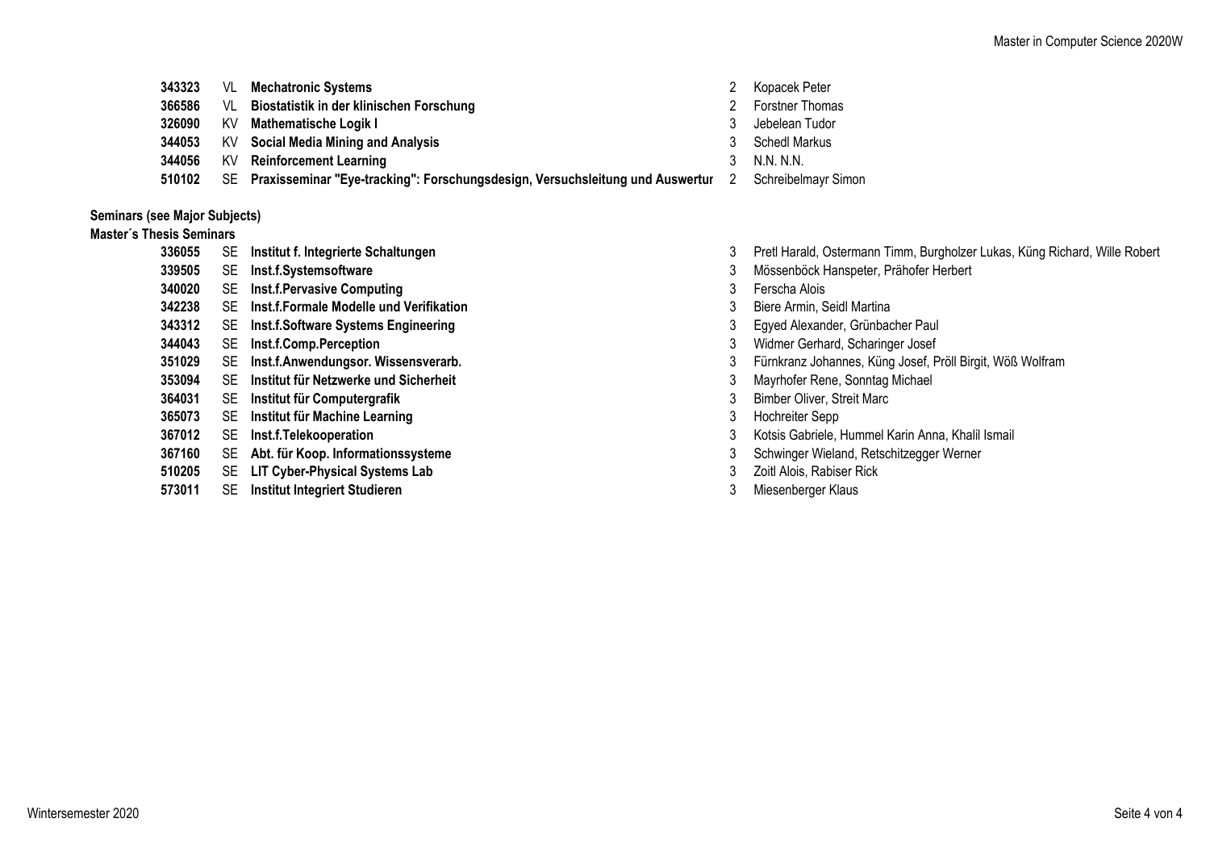| | | | | |
|---|---|---|---|---|
| **343323** | VL | **Mechatronic Systems** | 2 | Kopacek Peter |
| **366586** | VL | **Biostatistik in der klinischen Forschung** | 2 | Forstner Thomas |
| **326090** | KV | **Mathematische Logik I** | 3 | Jebelean Tudor |
| **344053** | KV | **Social Media Mining and Analysis** | 3 | Schedl Markus |
| **344056** | KV | **Reinforcement Learning** | 3 | N.N. N.N. |
| **510102** | SE | **Praxisseminar "Eye-tracking": Forschungsdesign, Versuchsleitung und Auswertur** | 2 | Schreibelmayr Simon |

**Seminars (see Major Subjects)**

**Master´s Thesis Seminars**

| | | | | |
|---|---|---|---|---|
| **336055** | SE | **Institut f. Integrierte Schaltungen** | 3 | Pretl Harald, Ostermann Timm, Burgholzer Lukas, Küng Richard, Wille Robert |
| **339505** | SE | **Inst.f.Systemsoftware** | 3 | Mössenböck Hanspeter, Prähofer Herbert |
| **340020** | SE | **Inst.f.Pervasive Computing** | 3 | Ferscha Alois |
| **342238** | SE | **Inst.f.Formale Modelle und Verifikation** | 3 | Biere Armin, Seidl Martina |
| **343312** | SE | **Inst.f.Software Systems Engineering** | 3 | Egyed Alexander, Grünbacher Paul |
| **344043** | SE | **Inst.f.Comp.Perception** | 3 | Widmer Gerhard, Scharinger Josef |
| **351029** | SE | **Inst.f.Anwendungsor. Wissensverarb.** | 3 | Fürnkranz Johannes, Küng Josef, Pröll Birgit, Wöß Wolfram |
| **353094** | SE | **Institut für Netzwerke und Sicherheit** | 3 | Mayrhofer Rene, Sonntag Michael |
| **364031** | SE | **Institut für Computergrafik** | 3 | Bimber Oliver, Streit Marc |
| **365073** | SE | **Institut für Machine Learning** | 3 | Hochreiter Sepp |
| **367012** | SE | **Inst.f.Telekooperation** | 3 | Kotsis Gabriele, Hummel Karin Anna, Khalil Ismail |
| **367160** | SE | **Abt. für Koop. Informationssysteme** | 3 | Schwinger Wieland, Retschitzegger Werner |
| **510205** | SE | **LIT Cyber-Physical Systems Lab** | 3 | Zoitl Alois, Rabiser Rick |
| **573011** | SE | **Institut Integriert Studieren** | 3 | Miesenberger Klaus |